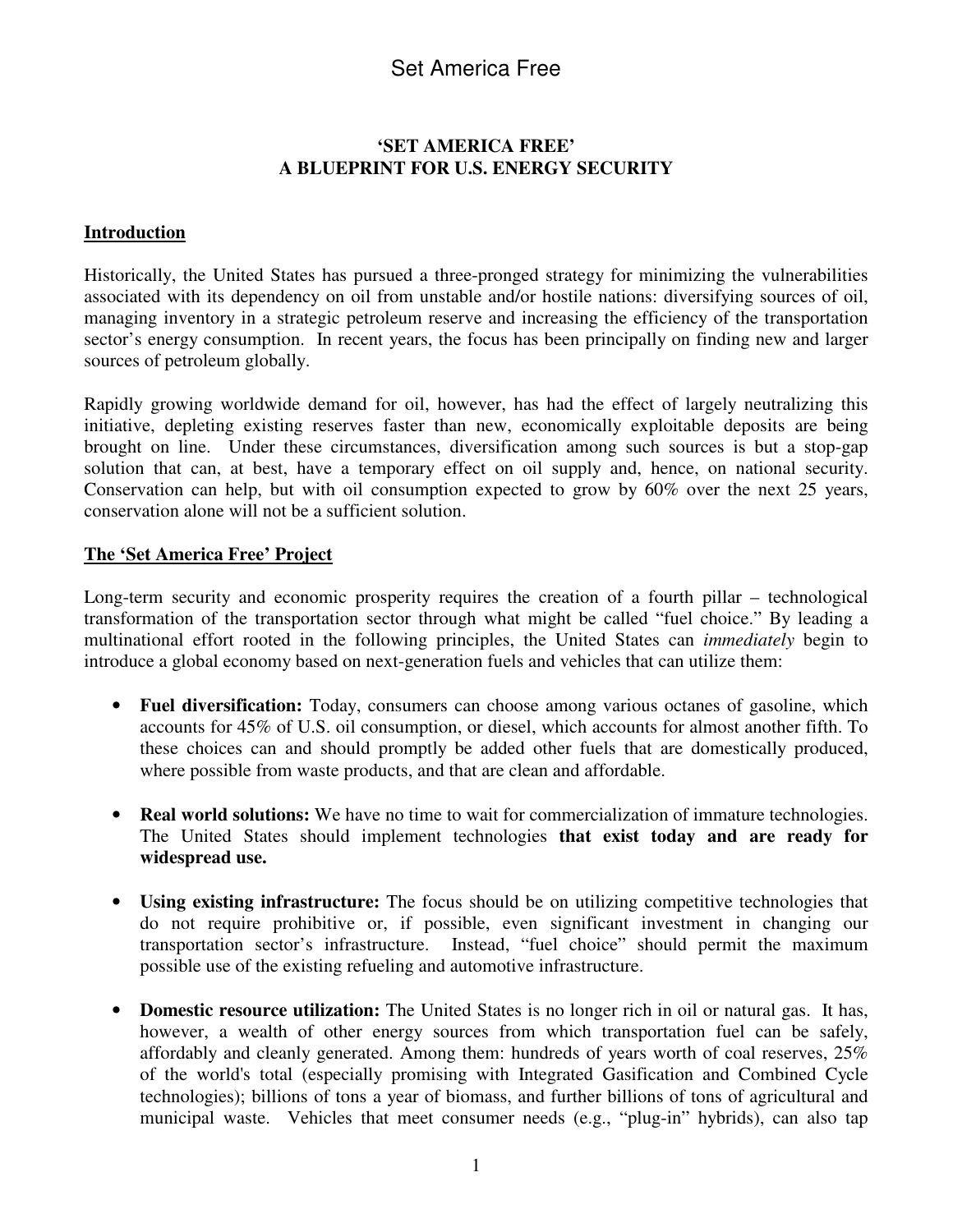**'SET AMERICA FREE'**
**A BLUEPRINT FOR U.S. ENERGY SECURITY**

## Introduction

Historically, the United States has pursued a three-pronged strategy for minimizing the vulnerabilities associated with its dependency on oil from unstable and/or hostile nations: diversifying sources of oil, managing inventory in a strategic petroleum reserve and increasing the efficiency of the transportation sector's energy consumption. In recent years, the focus has been principally on finding new and larger sources of petroleum globally.

Rapidly growing worldwide demand for oil, however, has had the effect of largely neutralizing this initiative, depleting existing reserves faster than new, economically exploitable deposits are being brought on line. Under these circumstances, diversification among such sources is but a stop-gap solution that can, at best, have a temporary effect on oil supply and, hence, on national security. Conservation can help, but with oil consumption expected to grow by 60% over the next 25 years, conservation alone will not be a sufficient solution.

## The 'Set America Free' Project

Long-term security and economic prosperity requires the creation of a fourth pillar – technological transformation of the transportation sector through what might be called "fuel choice." By leading a multinational effort rooted in the following principles, the United States can *immediately* begin to introduce a global economy based on next-generation fuels and vehicles that can utilize them:

- **Fuel diversification:** Today, consumers can choose among various octanes of gasoline, which accounts for 45% of U.S. oil consumption, or diesel, which accounts for almost another fifth. To these choices can and should promptly be added other fuels that are domestically produced, where possible from waste products, and that are clean and affordable.

- **Real world solutions:** We have no time to wait for commercialization of immature technologies. The United States should implement technologies **that exist today and are ready for widespread use.**

- **Using existing infrastructure:** The focus should be on utilizing competitive technologies that do not require prohibitive or, if possible, even significant investment in changing our transportation sector's infrastructure. Instead, "fuel choice" should permit the maximum possible use of the existing refueling and automotive infrastructure.

- **Domestic resource utilization:** The United States is no longer rich in oil or natural gas. It has, however, a wealth of other energy sources from which transportation fuel can be safely, affordably and cleanly generated. Among them: hundreds of years worth of coal reserves, 25% of the world's total (especially promising with Integrated Gasification and Combined Cycle technologies); billions of tons a year of biomass, and further billions of tons of agricultural and municipal waste. Vehicles that meet consumer needs (e.g., "plug-in" hybrids), can also tap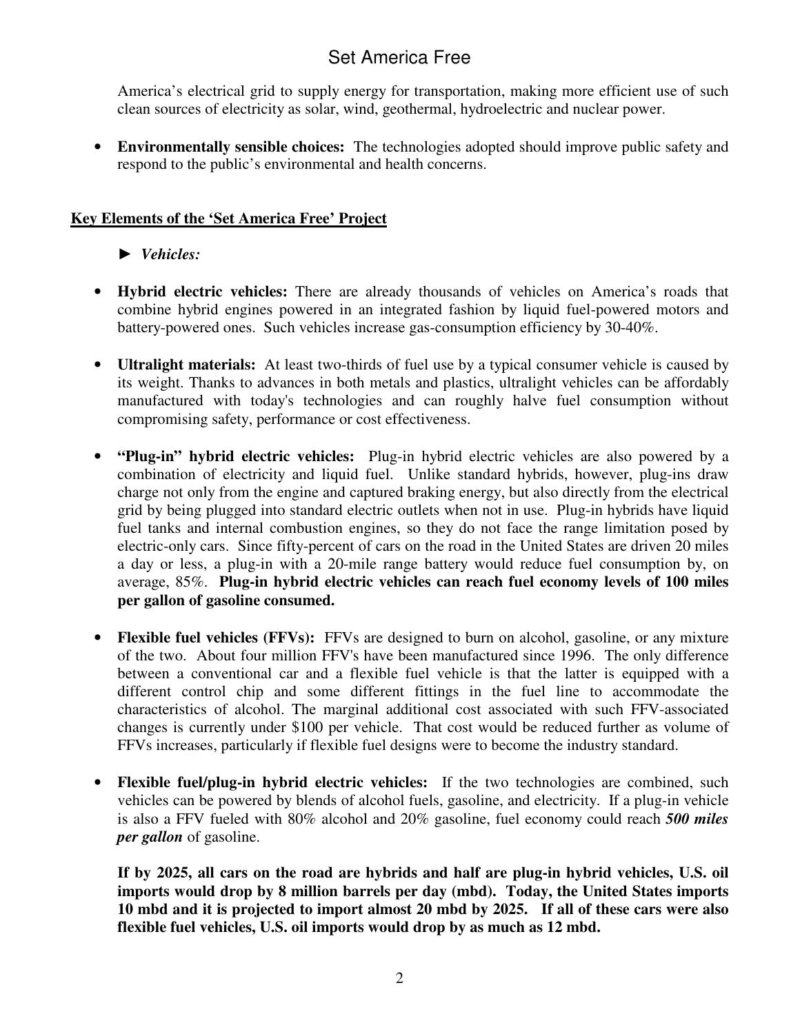America's electrical grid to supply energy for transportation, making more efficient use of such clean sources of electricity as solar, wind, geothermal, hydroelectric and nuclear power.

- **Environmentally sensible choices:** The technologies adopted should improve public safety and respond to the public's environmental and health concerns.

## Key Elements of the 'Set America Free' Project

► ***Vehicles:***

- **Hybrid electric vehicles:** There are already thousands of vehicles on America's roads that combine hybrid engines powered in an integrated fashion by liquid fuel-powered motors and battery-powered ones. Such vehicles increase gas-consumption efficiency by 30-40%.

- **Ultralight materials:** At least two-thirds of fuel use by a typical consumer vehicle is caused by its weight. Thanks to advances in both metals and plastics, ultralight vehicles can be affordably manufactured with today's technologies and can roughly halve fuel consumption without compromising safety, performance or cost effectiveness.

- **"Plug-in" hybrid electric vehicles:** Plug-in hybrid electric vehicles are also powered by a combination of electricity and liquid fuel. Unlike standard hybrids, however, plug-ins draw charge not only from the engine and captured braking energy, but also directly from the electrical grid by being plugged into standard electric outlets when not in use. Plug-in hybrids have liquid fuel tanks and internal combustion engines, so they do not face the range limitation posed by electric-only cars. Since fifty-percent of cars on the road in the United States are driven 20 miles a day or less, a plug-in with a 20-mile range battery would reduce fuel consumption by, on average, 85%. **Plug-in hybrid electric vehicles can reach fuel economy levels of 100 miles per gallon of gasoline consumed.**

- **Flexible fuel vehicles (FFVs):** FFVs are designed to burn on alcohol, gasoline, or any mixture of the two. About four million FFV's have been manufactured since 1996. The only difference between a conventional car and a flexible fuel vehicle is that the latter is equipped with a different control chip and some different fittings in the fuel line to accommodate the characteristics of alcohol. The marginal additional cost associated with such FFV-associated changes is currently under $100 per vehicle. That cost would be reduced further as volume of FFVs increases, particularly if flexible fuel designs were to become the industry standard.

- **Flexible fuel/plug-in hybrid electric vehicles:** If the two technologies are combined, such vehicles can be powered by blends of alcohol fuels, gasoline, and electricity. If a plug-in vehicle is also a FFV fueled with 80% alcohol and 20% gasoline, fuel economy could reach ***500 miles per gallon*** of gasoline.

  **If by 2025, all cars on the road are hybrids and half are plug-in hybrid vehicles, U.S. oil imports would drop by 8 million barrels per day (mbd). Today, the United States imports 10 mbd and it is projected to import almost 20 mbd by 2025. If all of these cars were also flexible fuel vehicles, U.S. oil imports would drop by as much as 12 mbd.**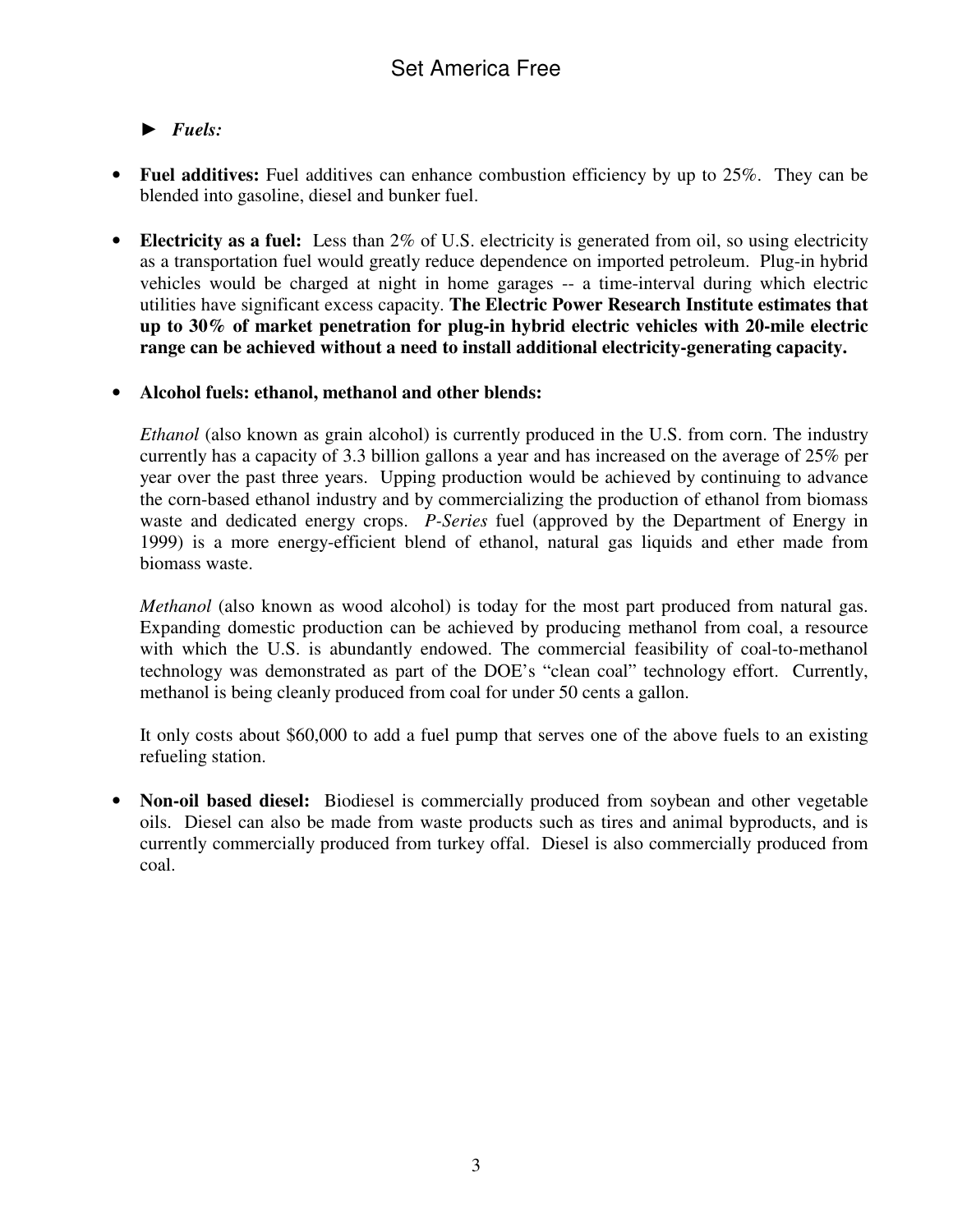► ***Fuels:***

- **Fuel additives:** Fuel additives can enhance combustion efficiency by up to 25%. They can be blended into gasoline, diesel and bunker fuel.

- **Electricity as a fuel:** Less than 2% of U.S. electricity is generated from oil, so using electricity as a transportation fuel would greatly reduce dependence on imported petroleum. Plug-in hybrid vehicles would be charged at night in home garages -- a time-interval during which electric utilities have significant excess capacity. **The Electric Power Research Institute estimates that up to 30% of market penetration for plug-in hybrid electric vehicles with 20-mile electric range can be achieved without a need to install additional electricity-generating capacity.**

- **Alcohol fuels: ethanol, methanol and other blends:**

  *Ethanol* (also known as grain alcohol) is currently produced in the U.S. from corn. The industry currently has a capacity of 3.3 billion gallons a year and has increased on the average of 25% per year over the past three years. Upping production would be achieved by continuing to advance the corn-based ethanol industry and by commercializing the production of ethanol from biomass waste and dedicated energy crops. *P-Series* fuel (approved by the Department of Energy in 1999) is a more energy-efficient blend of ethanol, natural gas liquids and ether made from biomass waste.

  *Methanol* (also known as wood alcohol) is today for the most part produced from natural gas. Expanding domestic production can be achieved by producing methanol from coal, a resource with which the U.S. is abundantly endowed. The commercial feasibility of coal-to-methanol technology was demonstrated as part of the DOE's "clean coal" technology effort. Currently, methanol is being cleanly produced from coal for under 50 cents a gallon.

  It only costs about $60,000 to add a fuel pump that serves one of the above fuels to an existing refueling station.

- **Non-oil based diesel:** Biodiesel is commercially produced from soybean and other vegetable oils. Diesel can also be made from waste products such as tires and animal byproducts, and is currently commercially produced from turkey offal. Diesel is also commercially produced from coal.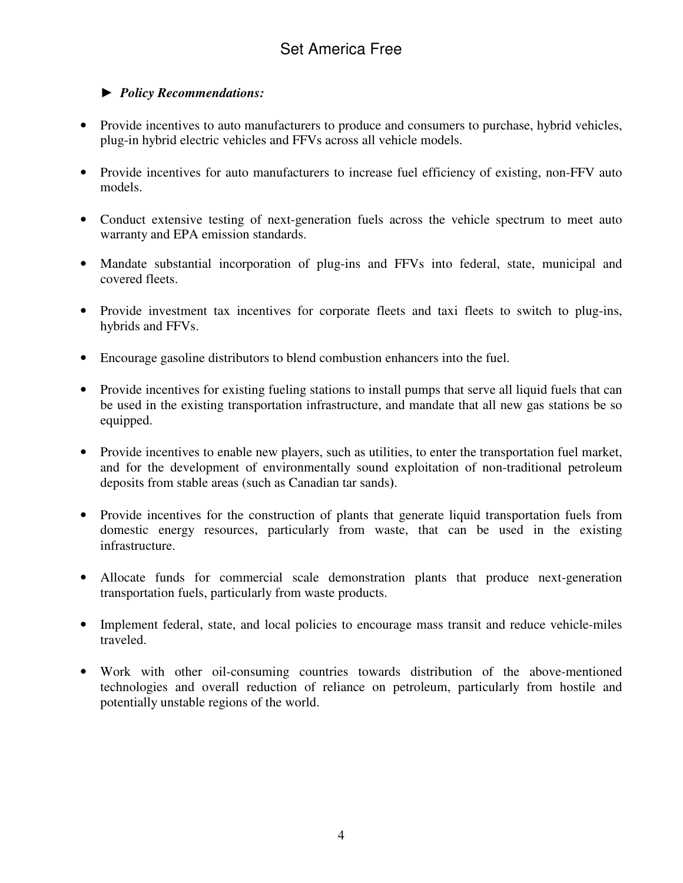► ***Policy Recommendations:***

- Provide incentives to auto manufacturers to produce and consumers to purchase, hybrid vehicles, plug-in hybrid electric vehicles and FFVs across all vehicle models.

- Provide incentives for auto manufacturers to increase fuel efficiency of existing, non-FFV auto models.

- Conduct extensive testing of next-generation fuels across the vehicle spectrum to meet auto warranty and EPA emission standards.

- Mandate substantial incorporation of plug-ins and FFVs into federal, state, municipal and covered fleets.

- Provide investment tax incentives for corporate fleets and taxi fleets to switch to plug-ins, hybrids and FFVs.

- Encourage gasoline distributors to blend combustion enhancers into the fuel.

- Provide incentives for existing fueling stations to install pumps that serve all liquid fuels that can be used in the existing transportation infrastructure, and mandate that all new gas stations be so equipped.

- Provide incentives to enable new players, such as utilities, to enter the transportation fuel market, and for the development of environmentally sound exploitation of non-traditional petroleum deposits from stable areas (such as Canadian tar sands).

- Provide incentives for the construction of plants that generate liquid transportation fuels from domestic energy resources, particularly from waste, that can be used in the existing infrastructure.

- Allocate funds for commercial scale demonstration plants that produce next-generation transportation fuels, particularly from waste products.

- Implement federal, state, and local policies to encourage mass transit and reduce vehicle-miles traveled.

- Work with other oil-consuming countries towards distribution of the above-mentioned technologies and overall reduction of reliance on petroleum, particularly from hostile and potentially unstable regions of the world.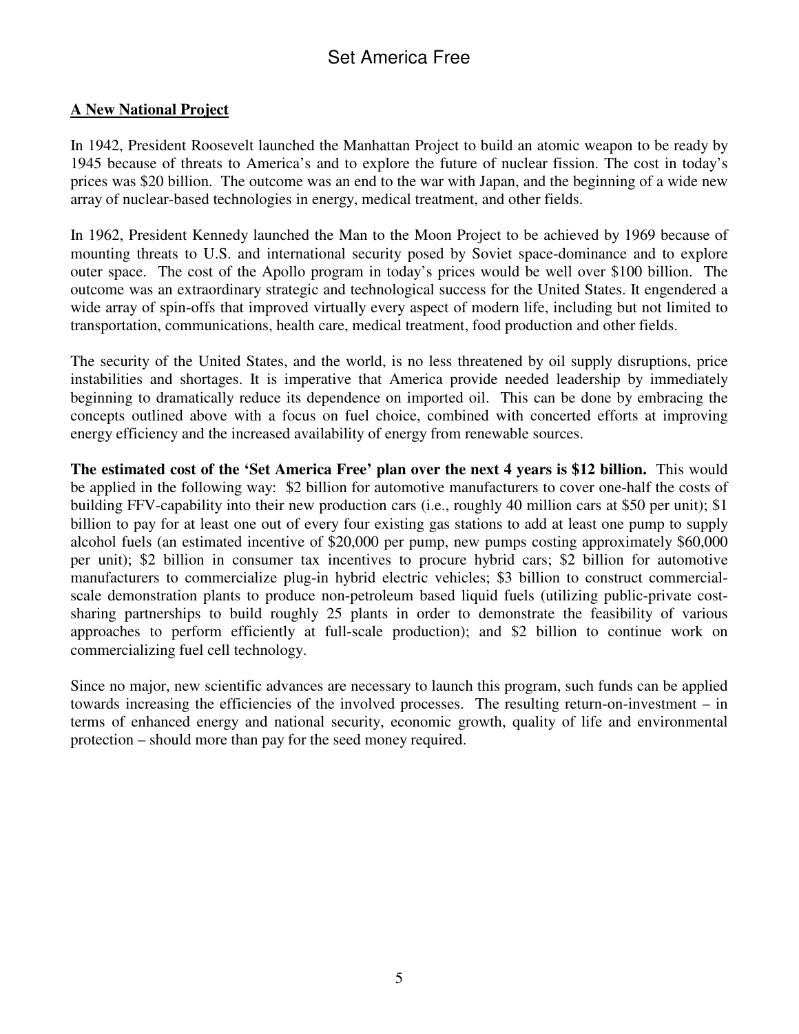## **A New National Project**

In 1942, President Roosevelt launched the Manhattan Project to build an atomic weapon to be ready by 1945 because of threats to America's and to explore the future of nuclear fission. The cost in today's prices was $20 billion. The outcome was an end to the war with Japan, and the beginning of a wide new array of nuclear-based technologies in energy, medical treatment, and other fields.

In 1962, President Kennedy launched the Man to the Moon Project to be achieved by 1969 because of mounting threats to U.S. and international security posed by Soviet space-dominance and to explore outer space. The cost of the Apollo program in today's prices would be well over $100 billion. The outcome was an extraordinary strategic and technological success for the United States. It engendered a wide array of spin-offs that improved virtually every aspect of modern life, including but not limited to transportation, communications, health care, medical treatment, food production and other fields.

The security of the United States, and the world, is no less threatened by oil supply disruptions, price instabilities and shortages. It is imperative that America provide needed leadership by immediately beginning to dramatically reduce its dependence on imported oil. This can be done by embracing the concepts outlined above with a focus on fuel choice, combined with concerted efforts at improving energy efficiency and the increased availability of energy from renewable sources.

**The estimated cost of the 'Set America Free' plan over the next 4 years is $12 billion.** This would be applied in the following way: $2 billion for automotive manufacturers to cover one-half the costs of building FFV-capability into their new production cars (i.e., roughly 40 million cars at $50 per unit); $1 billion to pay for at least one out of every four existing gas stations to add at least one pump to supply alcohol fuels (an estimated incentive of $20,000 per pump, new pumps costing approximately $60,000 per unit); $2 billion in consumer tax incentives to procure hybrid cars; $2 billion for automotive manufacturers to commercialize plug-in hybrid electric vehicles; $3 billion to construct commercial-scale demonstration plants to produce non-petroleum based liquid fuels (utilizing public-private cost-sharing partnerships to build roughly 25 plants in order to demonstrate the feasibility of various approaches to perform efficiently at full-scale production); and $2 billion to continue work on commercializing fuel cell technology.

Since no major, new scientific advances are necessary to launch this program, such funds can be applied towards increasing the efficiencies of the involved processes. The resulting return-on-investment – in terms of enhanced energy and national security, economic growth, quality of life and environmental protection – should more than pay for the seed money required.